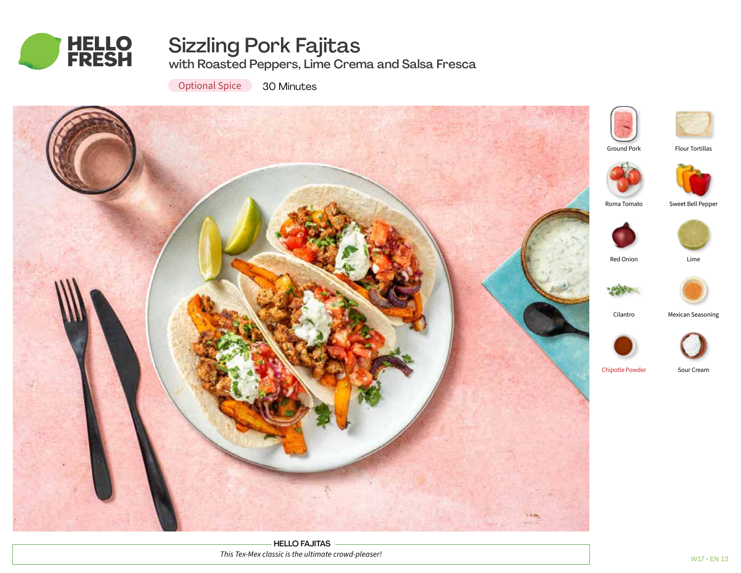HELLO FRESH

# Sizzling Pork Fajitas

## with Roasted Peppers, Lime Crema and Salsa Fresca

Optional Spice    30 Minutes

- Ground Pork
- Flour Tortillas
- Roma Tomato
- Sweet Bell Pepper
- Red Onion
- Lime
- Cilantro
- Mexican Seasoning
- Chipotle Powder
- Sour Cream

**HELLO FAJITAS**

*This Tex-Mex classic is the ultimate crowd-pleaser!*

W17 • EN 13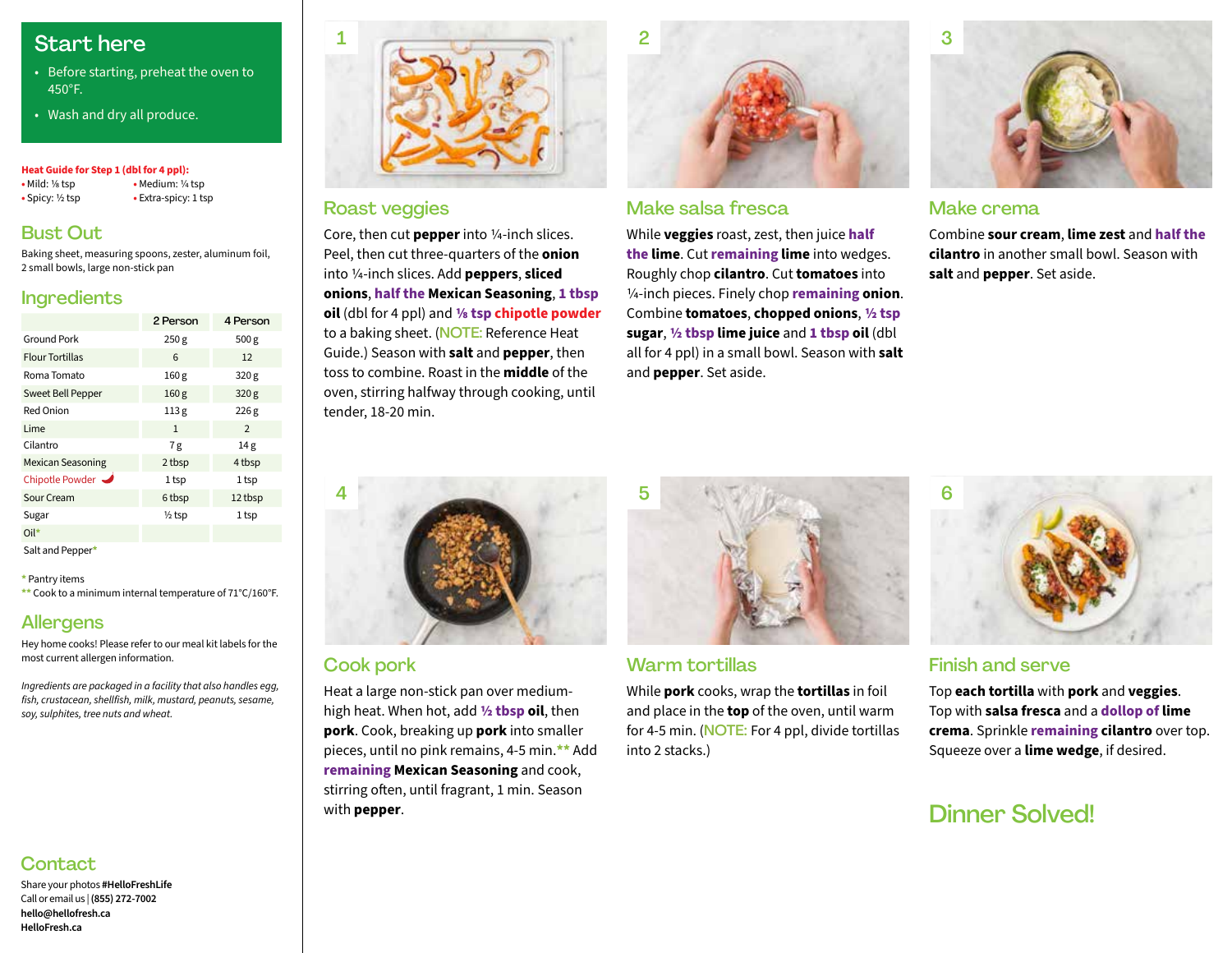## Start here

- Before starting, preheat the oven to 450°F.
- Wash and dry all produce.

**Heat Guide for Step 1 (dbl for 4 ppl):**

- Mild: ⅛ tsp
- Medium: ¼ tsp
- Spicy: ½ tsp
- Extra-spicy: 1 tsp

## Bust Out

Baking sheet, measuring spoons, zester, aluminum foil, 2 small bowls, large non-stick pan

## Ingredients

| | 2 Person | 4 Person |
|---|---|---|
| Ground Pork | 250 g | 500 g |
| Flour Tortillas | 6 | 12 |
| Roma Tomato | 160 g | 320 g |
| Sweet Bell Pepper | 160 g | 320 g |
| Red Onion | 113 g | 226 g |
| Lime | 1 | 2 |
| Cilantro | 7 g | 14 g |
| Mexican Seasoning | 2 tbsp | 4 tbsp |
| Chipotle Powder | 1 tsp | 1 tsp |
| Sour Cream | 6 tbsp | 12 tbsp |
| Sugar | ½ tsp | 1 tsp |
| Oil* | | |
| Salt and Pepper* | | |

\* Pantry items

\** Cook to a minimum internal temperature of 71°C/160°F.

## Allergens

Hey home cooks! Please refer to our meal kit labels for the most current allergen information.

*Ingredients are packaged in a facility that also handles egg, fish, crustacean, shellfish, milk, mustard, peanuts, sesame, soy, sulphites, tree nuts and wheat.*

## Contact

Share your photos **#HelloFreshLife**
Call or email us | **(855) 272-7002**
**hello@hellofresh.ca**
**HelloFresh.ca**

## 1 Roast veggies

Core, then cut **pepper** into ¼-inch slices. Peel, then cut three-quarters of the **onion** into ¼-inch slices. Add **peppers**, **sliced onions**, **half the Mexican Seasoning**, **1 tbsp oil** (dbl for 4 ppl) and **⅛ tsp chipotle powder** to a baking sheet. (NOTE: Reference Heat Guide.) Season with **salt** and **pepper**, then toss to combine. Roast in the **middle** of the oven, stirring halfway through cooking, until tender, 18-20 min.

## 2 Make salsa fresca

While **veggies** roast, zest, then juice **half the lime**. Cut **remaining lime** into wedges. Roughly chop **cilantro**. Cut **tomatoes** into ¼-inch pieces. Finely chop **remaining onion**. Combine **tomatoes**, **chopped onions**, **½ tsp sugar**, **½ tbsp lime juice** and **1 tbsp oil** (dbl all for 4 ppl) in a small bowl. Season with **salt** and **pepper**. Set aside.

## 3 Make crema

Combine **sour cream**, **lime zest** and **half the cilantro** in another small bowl. Season with **salt** and **pepper**. Set aside.

## 4 Cook pork

Heat a large non-stick pan over medium-high heat. When hot, add **½ tbsp oil**, then **pork**. Cook, breaking up **pork** into smaller pieces, until no pink remains, 4-5 min.** Add **remaining Mexican Seasoning** and cook, stirring often, until fragrant, 1 min. Season with **pepper**.

## 5 Warm tortillas

While **pork** cooks, wrap the **tortillas** in foil and place in the **top** of the oven, until warm for 4-5 min. (NOTE: For 4 ppl, divide tortillas into 2 stacks.)

## 6 Finish and serve

Top **each tortilla** with **pork** and **veggies**. Top with **salsa fresca** and a **dollop of lime crema**. Sprinkle **remaining cilantro** over top. Squeeze over a **lime wedge**, if desired.

## Dinner Solved!